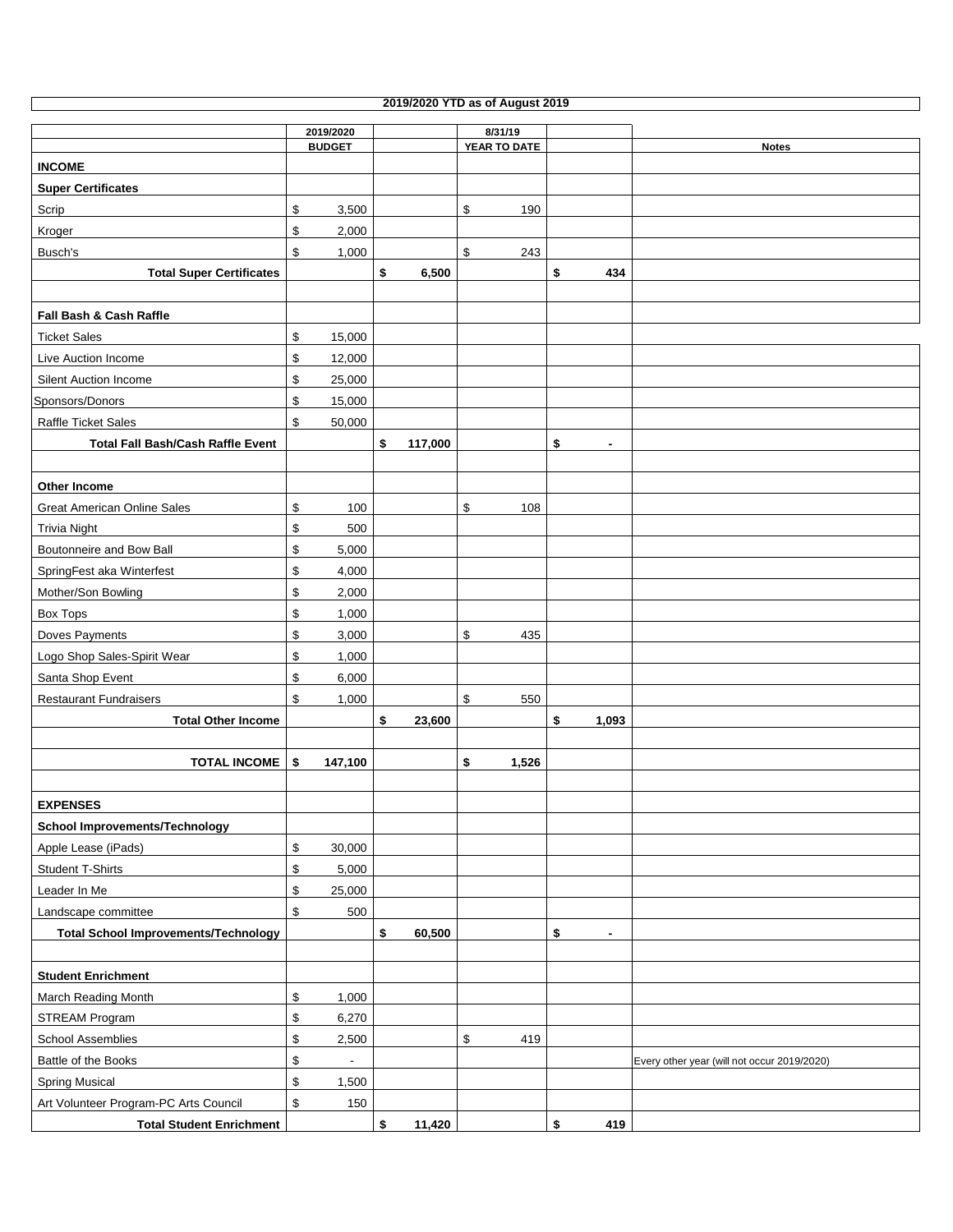**2019/2020 YTD as of August 2019**

| | 2019/2020 BUDGET | | 8/31/19 YEAR TO DATE | | Notes |
|---|---|---|---|---|---|
| **INCOME** | | | | | |
| **Super Certificates** | | | | | |
| Scrip | $ 3,500 | | $ 190 | | |
| Kroger | $ 2,000 | | | | |
| Busch's | $ 1,000 | | $ 243 | | |
| **Total Super Certificates** | | **$ 6,500** | | **$ 434** | |
| | | | | | |
| **Fall Bash & Cash Raffle** | | | | | |
| Ticket Sales | $ 15,000 | | | | |
| Live Auction Income | $ 12,000 | | | | |
| Silent Auction Income | $ 25,000 | | | | |
| Sponsors/Donors | $ 15,000 | | | | |
| Raffle Ticket Sales | $ 50,000 | | | | |
| **Total Fall Bash/Cash Raffle Event** | | **$ 117,000** | | **$ -** | |
| | | | | | |
| **Other Income** | | | | | |
| Great American Online Sales | $ 100 | | $ 108 | | |
| Trivia Night | $ 500 | | | | |
| Boutonneire and Bow Ball | $ 5,000 | | | | |
| SpringFest aka Winterfest | $ 4,000 | | | | |
| Mother/Son Bowling | $ 2,000 | | | | |
| Box Tops | $ 1,000 | | | | |
| Doves Payments | $ 3,000 | | $ 435 | | |
| Logo Shop Sales-Spirit Wear | $ 1,000 | | | | |
| Santa Shop Event | $ 6,000 | | | | |
| Restaurant Fundraisers | $ 1,000 | | $ 550 | | |
| **Total Other Income** | | **$ 23,600** | | **$ 1,093** | |
| | | | | | |
| **TOTAL INCOME** | **$ 147,100** | | **$ 1,526** | | |
| | | | | | |
| **EXPENSES** | | | | | |
| **School Improvements/Technology** | | | | | |
| Apple Lease (iPads) | $ 30,000 | | | | |
| Student T-Shirts | $ 5,000 | | | | |
| Leader In Me | $ 25,000 | | | | |
| Landscape committee | $ 500 | | | | |
| **Total School Improvements/Technology** | | **$ 60,500** | | **$ -** | |
| | | | | | |
| **Student Enrichment** | | | | | |
| March Reading Month | $ 1,000 | | | | |
| STREAM Program | $ 6,270 | | | | |
| School Assemblies | $ 2,500 | | $ 419 | | |
| Battle of the Books | $ - | | | | Every other year (will not occur 2019/2020) |
| Spring Musical | $ 1,500 | | | | |
| Art Volunteer Program-PC Arts Council | $ 150 | | | | |
| **Total Student Enrichment** | | **$ 11,420** | | **$ 419** | |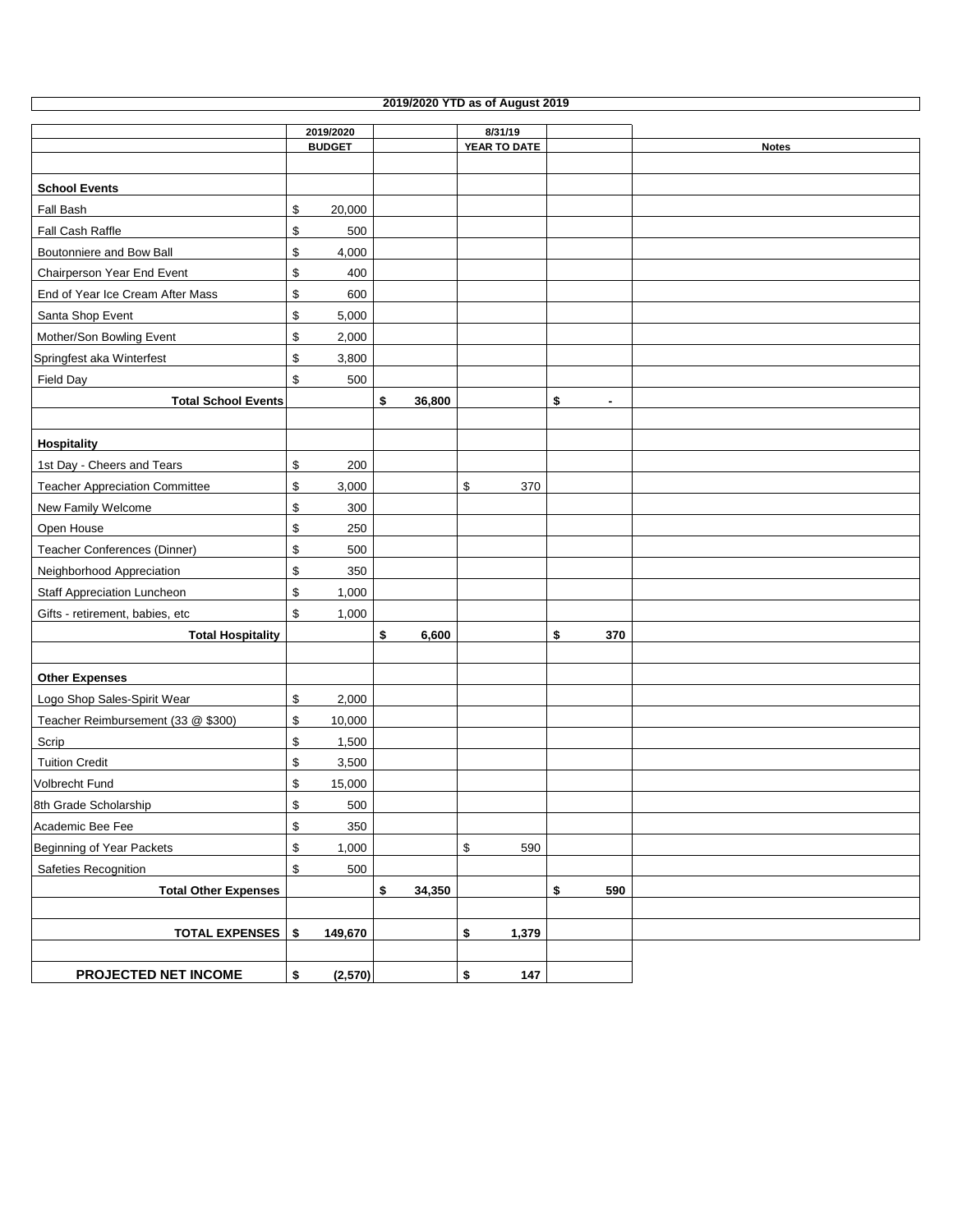**2019/2020 YTD as of August 2019**

| | 2019/2020 BUDGET | | 8/31/19 YEAR TO DATE | | Notes |
|---|---|---|---|---|---|
| **School Events** | | | | | |
| Fall Bash | $ 20,000 | | | | |
| Fall Cash Raffle | $ 500 | | | | |
| Boutonniere and Bow Ball | $ 4,000 | | | | |
| Chairperson Year End Event | $ 400 | | | | |
| End of Year Ice Cream After Mass | $ 600 | | | | |
| Santa Shop Event | $ 5,000 | | | | |
| Mother/Son Bowling Event | $ 2,000 | | | | |
| Springfest aka Winterfest | $ 3,800 | | | | |
| Field Day | $ 500 | | | | |
| **Total School Events** | | **$ 36,800** | | **$ -** | |
| | | | | | |
| **Hospitality** | | | | | |
| 1st Day - Cheers and Tears | $ 200 | | | | |
| Teacher Appreciation Committee | $ 3,000 | | $ 370 | | |
| New Family Welcome | $ 300 | | | | |
| Open House | $ 250 | | | | |
| Teacher Conferences (Dinner) | $ 500 | | | | |
| Neighborhood Appreciation | $ 350 | | | | |
| Staff Appreciation Luncheon | $ 1,000 | | | | |
| Gifts - retirement, babies, etc | $ 1,000 | | | | |
| **Total Hospitality** | | **$ 6,600** | | **$ 370** | |
| | | | | | |
| **Other Expenses** | | | | | |
| Logo Shop Sales-Spirit Wear | $ 2,000 | | | | |
| Teacher Reimbursement (33 @ $300) | $ 10,000 | | | | |
| Scrip | $ 1,500 | | | | |
| Tuition Credit | $ 3,500 | | | | |
| Volbrecht Fund | $ 15,000 | | | | |
| 8th Grade Scholarship | $ 500 | | | | |
| Academic Bee Fee | $ 350 | | | | |
| Beginning of Year Packets | $ 1,000 | | $ 590 | | |
| Safeties Recognition | $ 500 | | | | |
| **Total Other Expenses** | | **$ 34,350** | | **$ 590** | |
| | | | | | |
| **TOTAL EXPENSES** | **$ 149,670** | | **$ 1,379** | | |
| | | | | | |
| **PROJECTED NET INCOME** | **$ (2,570)** | | **$ 147** | | |